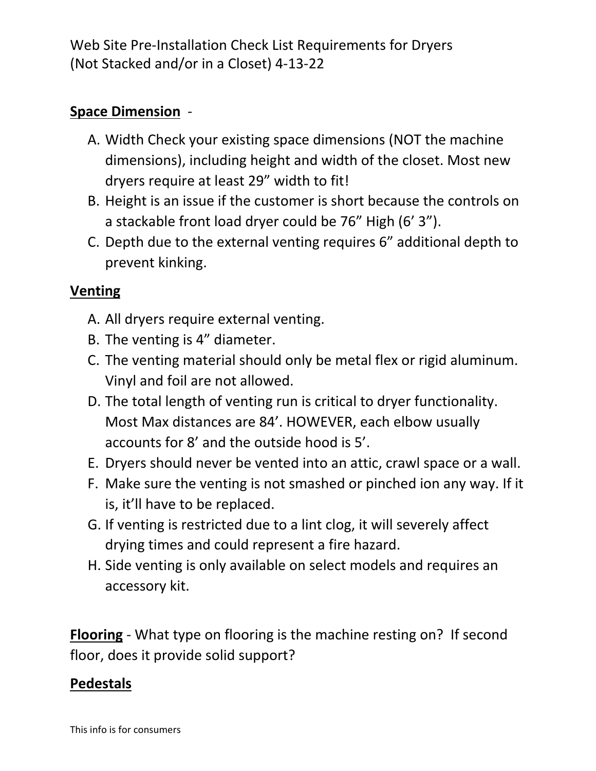Web Site Pre-Installation Check List Requirements for Dryers (Not Stacked and/or in a Closet) 4-13-22

**Space Dimension** -

A. Width Check your existing space dimensions (NOT the machine dimensions), including height and width of the closet. Most new dryers require at least 29" width to fit!
B. Height is an issue if the customer is short because the controls on a stackable front load dryer could be 76" High (6' 3").
C. Depth due to the external venting requires 6" additional depth to prevent kinking.

**Venting**

A. All dryers require external venting.
B. The venting is 4" diameter.
C. The venting material should only be metal flex or rigid aluminum. Vinyl and foil are not allowed.
D. The total length of venting run is critical to dryer functionality. Most Max distances are 84'. HOWEVER, each elbow usually accounts for 8' and the outside hood is 5'.
E. Dryers should never be vented into an attic, crawl space or a wall.
F. Make sure the venting is not smashed or pinched ion any way. If it is, it'll have to be replaced.
G. If venting is restricted due to a lint clog, it will severely affect drying times and could represent a fire hazard.
H. Side venting is only available on select models and requires an accessory kit.

**Flooring** - What type on flooring is the machine resting on? If second floor, does it provide solid support?

**Pedestals**

This info is for consumers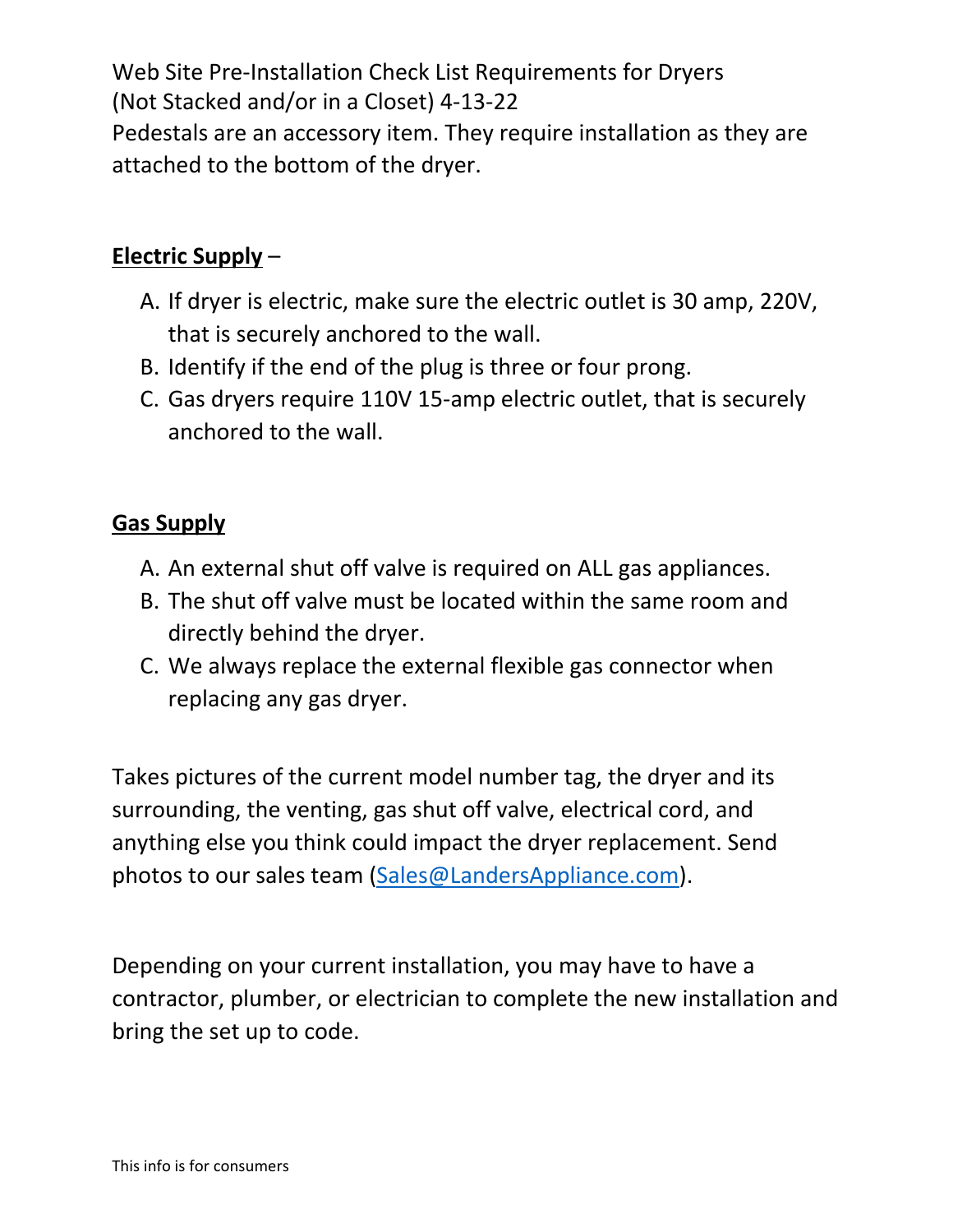Web Site Pre-Installation Check List Requirements for Dryers (Not Stacked and/or in a Closet) 4-13-22

Pedestals are an accessory item. They require installation as they are attached to the bottom of the dryer.

**Electric Supply** –

A. If dryer is electric, make sure the electric outlet is 30 amp, 220V, that is securely anchored to the wall.
B. Identify if the end of the plug is three or four prong.
C. Gas dryers require 110V 15-amp electric outlet, that is securely anchored to the wall.

**Gas Supply**

A. An external shut off valve is required on ALL gas appliances.
B. The shut off valve must be located within the same room and directly behind the dryer.
C. We always replace the external flexible gas connector when replacing any gas dryer.

Takes pictures of the current model number tag, the dryer and its surrounding, the venting, gas shut off valve, electrical cord, and anything else you think could impact the dryer replacement. Send photos to our sales team (Sales@LandersAppliance.com).

Depending on your current installation, you may have to have a contractor, plumber, or electrician to complete the new installation and bring the set up to code.

This info is for consumers